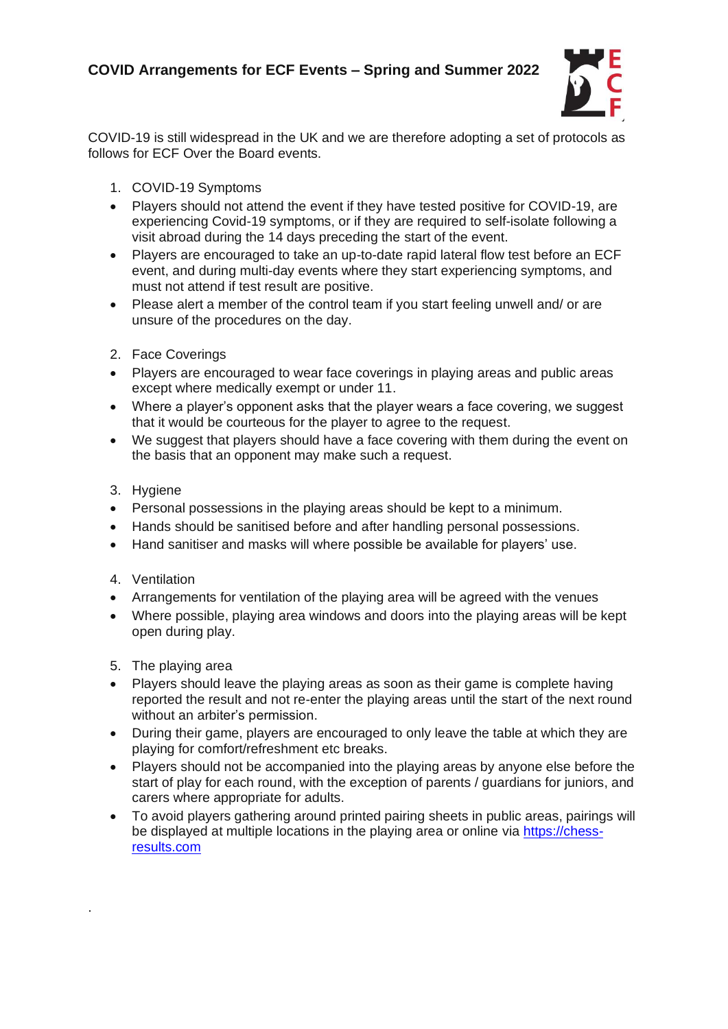# COVID Arrangements for ECF Events – Spring and Summer 2022

COVID-19 is still widespread in the UK and we are therefore adopting a set of protocols as follows for ECF Over the Board events.

1. COVID-19 Symptoms

- Players should not attend the event if they have tested positive for COVID-19, are experiencing Covid-19 symptoms, or if they are required to self-isolate following a visit abroad during the 14 days preceding the start of the event.
- Players are encouraged to take an up-to-date rapid lateral flow test before an ECF event, and during multi-day events where they start experiencing symptoms, and must not attend if test result are positive.
- Please alert a member of the control team if you start feeling unwell and/ or are unsure of the procedures on the day.

2. Face Coverings

- Players are encouraged to wear face coverings in playing areas and public areas except where medically exempt or under 11.
- Where a player's opponent asks that the player wears a face covering, we suggest that it would be courteous for the player to agree to the request.
- We suggest that players should have a face covering with them during the event on the basis that an opponent may make such a request.

3. Hygiene

- Personal possessions in the playing areas should be kept to a minimum.
- Hands should be sanitised before and after handling personal possessions.
- Hand sanitiser and masks will where possible be available for players' use.

4. Ventilation

- Arrangements for ventilation of the playing area will be agreed with the venues
- Where possible, playing area windows and doors into the playing areas will be kept open during play.

5. The playing area

- Players should leave the playing areas as soon as their game is complete having reported the result and not re-enter the playing areas until the start of the next round without an arbiter's permission.
- During their game, players are encouraged to only leave the table at which they are playing for comfort/refreshment etc breaks.
- Players should not be accompanied into the playing areas by anyone else before the start of play for each round, with the exception of parents / guardians for juniors, and carers where appropriate for adults.
- To avoid players gathering around printed pairing sheets in public areas, pairings will be displayed at multiple locations in the playing area or online via [https://chess-results.com](https://chess-results.com)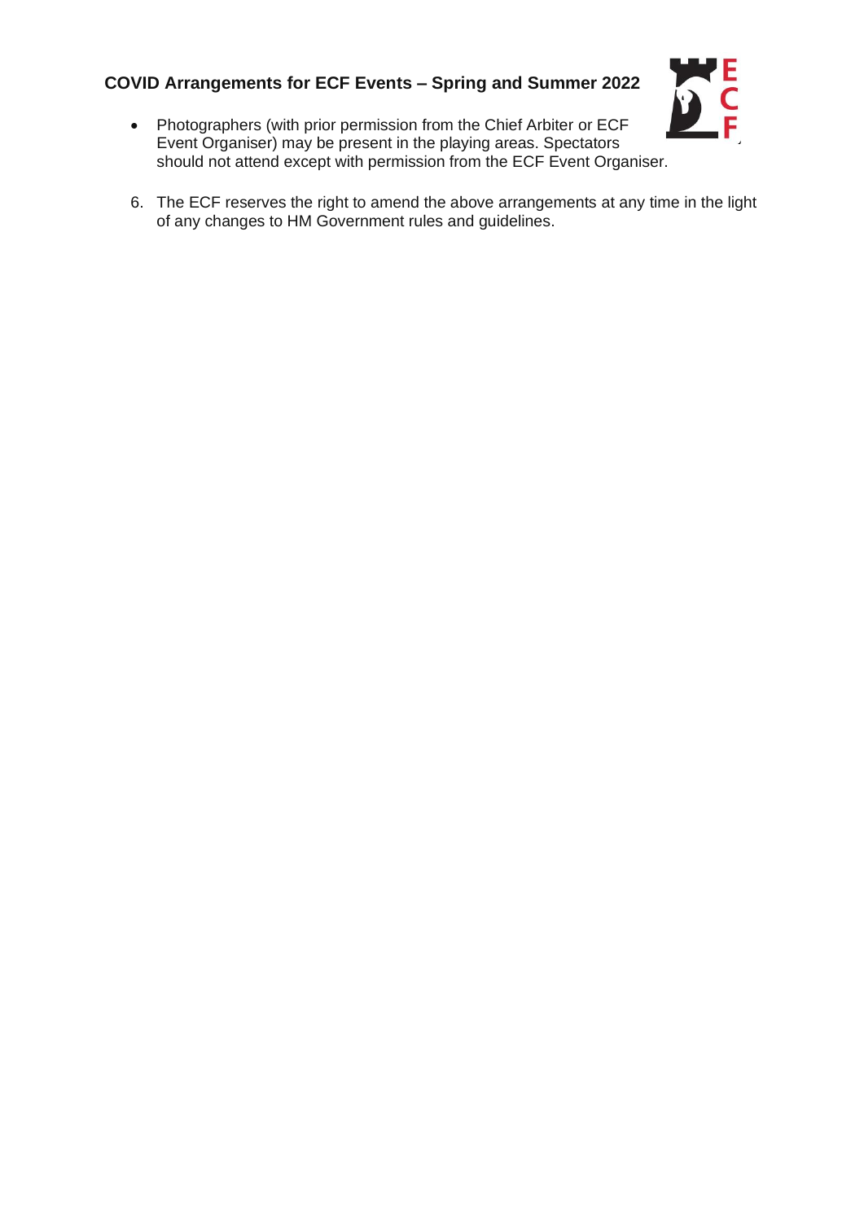- Photographers (with prior permission from the Chief Arbiter or ECF Event Organiser) may be present in the playing areas. Spectators should not attend except with permission from the ECF Event Organiser.

6. The ECF reserves the right to amend the above arrangements at any time in the light of any changes to HM Government rules and guidelines.